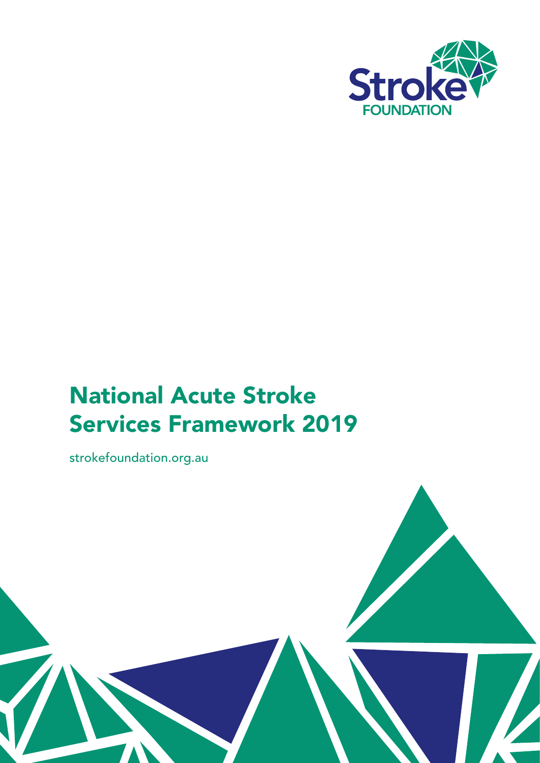Stroke FOUNDATION

# National Acute Stroke Services Framework 2019

strokefoundation.org.au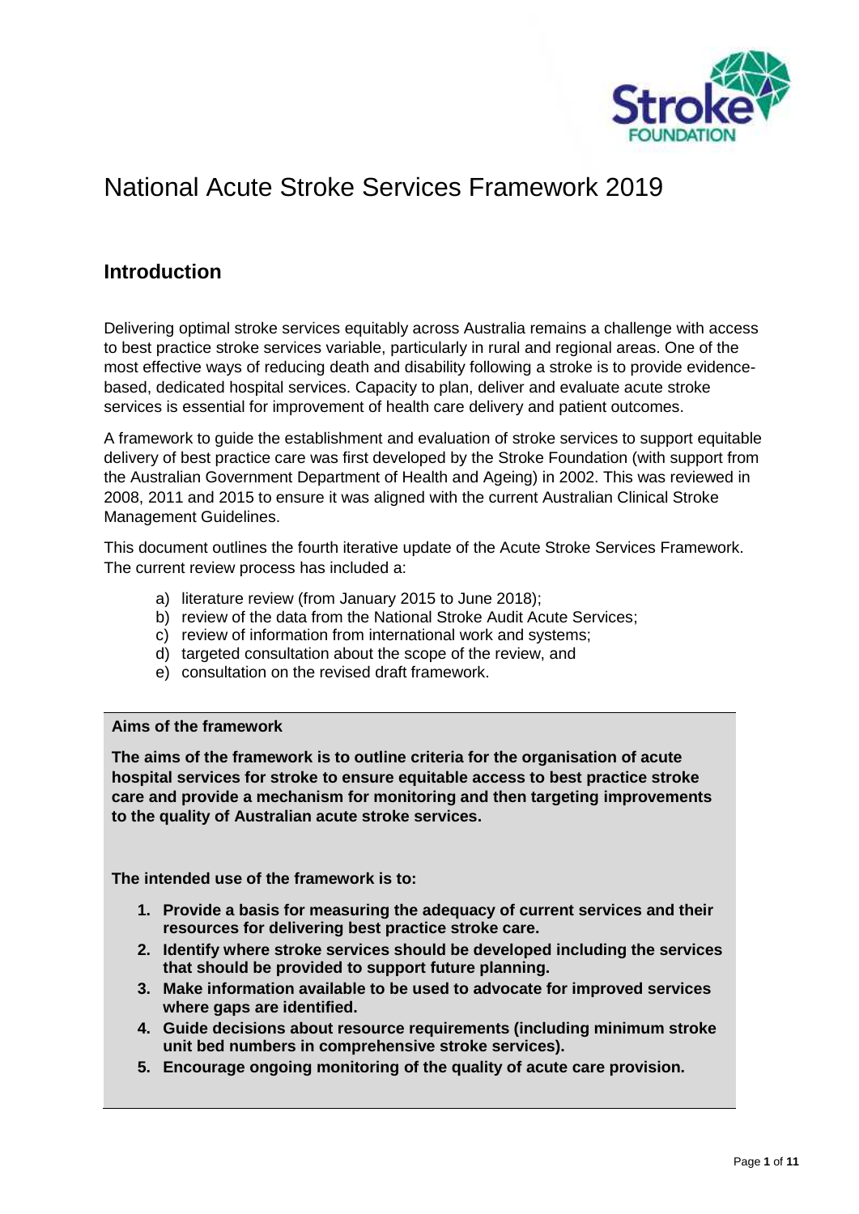# National Acute Stroke Services Framework 2019

## Introduction

Delivering optimal stroke services equitably across Australia remains a challenge with access to best practice stroke services variable, particularly in rural and regional areas. One of the most effective ways of reducing death and disability following a stroke is to provide evidence-based, dedicated hospital services. Capacity to plan, deliver and evaluate acute stroke services is essential for improvement of health care delivery and patient outcomes.

A framework to guide the establishment and evaluation of stroke services to support equitable delivery of best practice care was first developed by the Stroke Foundation (with support from the Australian Government Department of Health and Ageing) in 2002. This was reviewed in 2008, 2011 and 2015 to ensure it was aligned with the current Australian Clinical Stroke Management Guidelines.

This document outlines the fourth iterative update of the Acute Stroke Services Framework. The current review process has included a:

a) literature review (from January 2015 to June 2018);
b) review of the data from the National Stroke Audit Acute Services;
c) review of information from international work and systems;
d) targeted consultation about the scope of the review, and
e) consultation on the revised draft framework.

**Aims of the framework**

**The aims of the framework is to outline criteria for the organisation of acute hospital services for stroke to ensure equitable access to best practice stroke care and provide a mechanism for monitoring and then targeting improvements to the quality of Australian acute stroke services.**

**The intended use of the framework is to:**

1. **Provide a basis for measuring the adequacy of current services and their resources for delivering best practice stroke care.**
2. **Identify where stroke services should be developed including the services that should be provided to support future planning.**
3. **Make information available to be used to advocate for improved services where gaps are identified.**
4. **Guide decisions about resource requirements (including minimum stroke unit bed numbers in comprehensive stroke services).**
5. **Encourage ongoing monitoring of the quality of acute care provision.**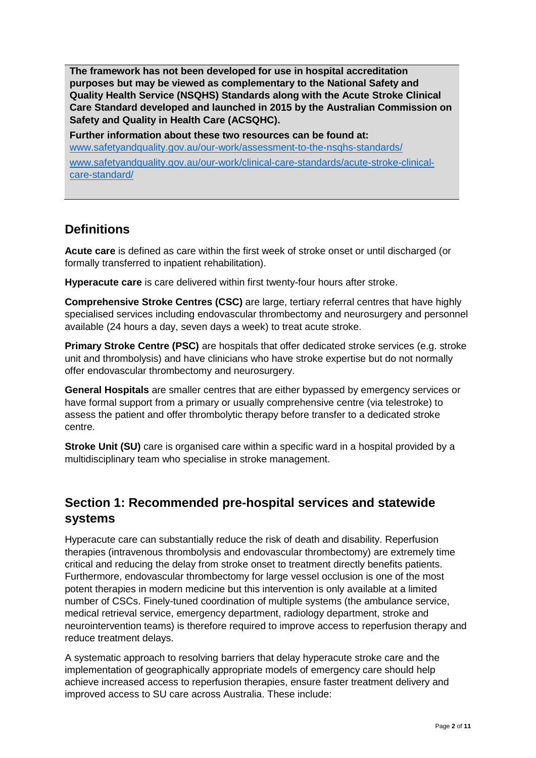**The framework has not been developed for use in hospital accreditation purposes but may be viewed as complementary to the National Safety and Quality Health Service (NSQHS) Standards along with the Acute Stroke Clinical Care Standard developed and launched in 2015 by the Australian Commission on Safety and Quality in Health Care (ACSQHC).**

**Further information about these two resources can be found at:**
[www.safetyandquality.gov.au/our-work/assessment-to-the-nsqhs-standards/](www.safetyandquality.gov.au/our-work/assessment-to-the-nsqhs-standards/)
[www.safetyandquality.gov.au/our-work/clinical-care-standards/acute-stroke-clinical-care-standard/](www.safetyandquality.gov.au/our-work/clinical-care-standards/acute-stroke-clinical-care-standard/)

## Definitions

**Acute care** is defined as care within the first week of stroke onset or until discharged (or formally transferred to inpatient rehabilitation).

**Hyperacute care** is care delivered within first twenty-four hours after stroke.

**Comprehensive Stroke Centres (CSC)** are large, tertiary referral centres that have highly specialised services including endovascular thrombectomy and neurosurgery and personnel available (24 hours a day, seven days a week) to treat acute stroke.

**Primary Stroke Centre (PSC)** are hospitals that offer dedicated stroke services (e.g. stroke unit and thrombolysis) and have clinicians who have stroke expertise but do not normally offer endovascular thrombectomy and neurosurgery.

**General Hospitals** are smaller centres that are either bypassed by emergency services or have formal support from a primary or usually comprehensive centre (via telestroke) to assess the patient and offer thrombolytic therapy before transfer to a dedicated stroke centre.

**Stroke Unit (SU)** care is organised care within a specific ward in a hospital provided by a multidisciplinary team who specialise in stroke management.

## Section 1: Recommended pre-hospital services and statewide systems

Hyperacute care can substantially reduce the risk of death and disability. Reperfusion therapies (intravenous thrombolysis and endovascular thrombectomy) are extremely time critical and reducing the delay from stroke onset to treatment directly benefits patients. Furthermore, endovascular thrombectomy for large vessel occlusion is one of the most potent therapies in modern medicine but this intervention is only available at a limited number of CSCs. Finely-tuned coordination of multiple systems (the ambulance service, medical retrieval service, emergency department, radiology department, stroke and neurointervention teams) is therefore required to improve access to reperfusion therapy and reduce treatment delays.

A systematic approach to resolving barriers that delay hyperacute stroke care and the implementation of geographically appropriate models of emergency care should help achieve increased access to reperfusion therapies, ensure faster treatment delivery and improved access to SU care across Australia. These include: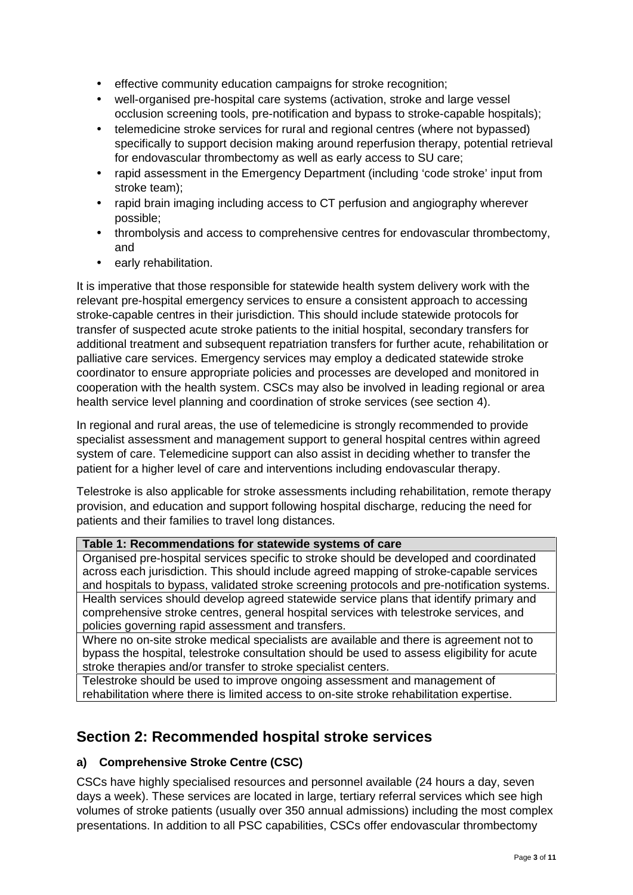- effective community education campaigns for stroke recognition;
- well-organised pre-hospital care systems (activation, stroke and large vessel occlusion screening tools, pre-notification and bypass to stroke-capable hospitals);
- telemedicine stroke services for rural and regional centres (where not bypassed) specifically to support decision making around reperfusion therapy, potential retrieval for endovascular thrombectomy as well as early access to SU care;
- rapid assessment in the Emergency Department (including 'code stroke' input from stroke team);
- rapid brain imaging including access to CT perfusion and angiography wherever possible;
- thrombolysis and access to comprehensive centres for endovascular thrombectomy, and
- early rehabilitation.

It is imperative that those responsible for statewide health system delivery work with the relevant pre-hospital emergency services to ensure a consistent approach to accessing stroke-capable centres in their jurisdiction. This should include statewide protocols for transfer of suspected acute stroke patients to the initial hospital, secondary transfers for additional treatment and subsequent repatriation transfers for further acute, rehabilitation or palliative care services. Emergency services may employ a dedicated statewide stroke coordinator to ensure appropriate policies and processes are developed and monitored in cooperation with the health system. CSCs may also be involved in leading regional or area health service level planning and coordination of stroke services (see section 4).

In regional and rural areas, the use of telemedicine is strongly recommended to provide specialist assessment and management support to general hospital centres within agreed system of care. Telemedicine support can also assist in deciding whether to transfer the patient for a higher level of care and interventions including endovascular therapy.

Telestroke is also applicable for stroke assessments including rehabilitation, remote therapy provision, and education and support following hospital discharge, reducing the need for patients and their families to travel long distances.

| Table 1: Recommendations for statewide systems of care |
| --- |
| Organised pre-hospital services specific to stroke should be developed and coordinated across each jurisdiction. This should include agreed mapping of stroke-capable services and hospitals to bypass, validated stroke screening protocols and pre-notification systems. |
| Health services should develop agreed statewide service plans that identify primary and comprehensive stroke centres, general hospital services with telestroke services, and policies governing rapid assessment and transfers. |
| Where no on-site stroke medical specialists are available and there is agreement not to bypass the hospital, telestroke consultation should be used to assess eligibility for acute stroke therapies and/or transfer to stroke specialist centers. |
| Telestroke should be used to improve ongoing assessment and management of rehabilitation where there is limited access to on-site stroke rehabilitation expertise. |

## Section 2: Recommended hospital stroke services

### a) Comprehensive Stroke Centre (CSC)

CSCs have highly specialised resources and personnel available (24 hours a day, seven days a week). These services are located in large, tertiary referral services which see high volumes of stroke patients (usually over 350 annual admissions) including the most complex presentations. In addition to all PSC capabilities, CSCs offer endovascular thrombectomy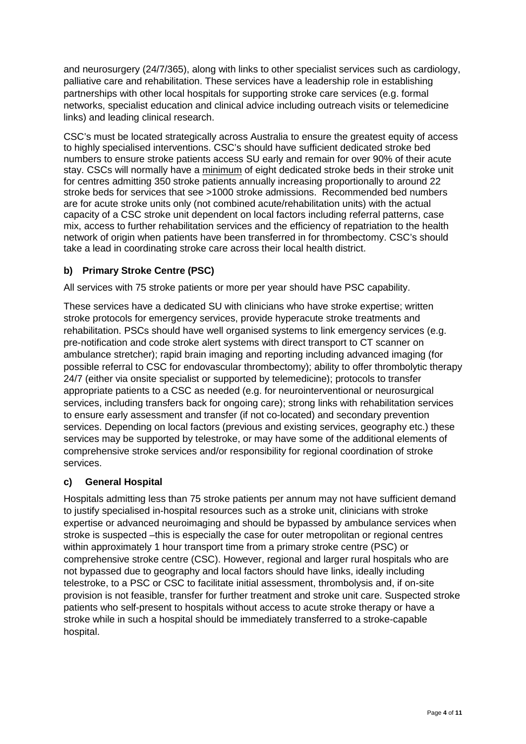and neurosurgery (24/7/365), along with links to other specialist services such as cardiology, palliative care and rehabilitation. These services have a leadership role in establishing partnerships with other local hospitals for supporting stroke care services (e.g. formal networks, specialist education and clinical advice including outreach visits or telemedicine links) and leading clinical research.

CSC's must be located strategically across Australia to ensure the greatest equity of access to highly specialised interventions. CSC's should have sufficient dedicated stroke bed numbers to ensure stroke patients access SU early and remain for over 90% of their acute stay. CSCs will normally have a minimum of eight dedicated stroke beds in their stroke unit for centres admitting 350 stroke patients annually increasing proportionally to around 22 stroke beds for services that see >1000 stroke admissions. Recommended bed numbers are for acute stroke units only (not combined acute/rehabilitation units) with the actual capacity of a CSC stroke unit dependent on local factors including referral patterns, case mix, access to further rehabilitation services and the efficiency of repatriation to the health network of origin when patients have been transferred in for thrombectomy. CSC's should take a lead in coordinating stroke care across their local health district.

### b) Primary Stroke Centre (PSC)

All services with 75 stroke patients or more per year should have PSC capability.

These services have a dedicated SU with clinicians who have stroke expertise; written stroke protocols for emergency services, provide hyperacute stroke treatments and rehabilitation. PSCs should have well organised systems to link emergency services (e.g. pre-notification and code stroke alert systems with direct transport to CT scanner on ambulance stretcher); rapid brain imaging and reporting including advanced imaging (for possible referral to CSC for endovascular thrombectomy); ability to offer thrombolytic therapy 24/7 (either via onsite specialist or supported by telemedicine); protocols to transfer appropriate patients to a CSC as needed (e.g. for neurointerventional or neurosurgical services, including transfers back for ongoing care); strong links with rehabilitation services to ensure early assessment and transfer (if not co-located) and secondary prevention services. Depending on local factors (previous and existing services, geography etc.) these services may be supported by telestroke, or may have some of the additional elements of comprehensive stroke services and/or responsibility for regional coordination of stroke services.

### c) General Hospital

Hospitals admitting less than 75 stroke patients per annum may not have sufficient demand to justify specialised in-hospital resources such as a stroke unit, clinicians with stroke expertise or advanced neuroimaging and should be bypassed by ambulance services when stroke is suspected –this is especially the case for outer metropolitan or regional centres within approximately 1 hour transport time from a primary stroke centre (PSC) or comprehensive stroke centre (CSC). However, regional and larger rural hospitals who are not bypassed due to geography and local factors should have links, ideally including telestroke, to a PSC or CSC to facilitate initial assessment, thrombolysis and, if on-site provision is not feasible, transfer for further treatment and stroke unit care. Suspected stroke patients who self-present to hospitals without access to acute stroke therapy or have a stroke while in such a hospital should be immediately transferred to a stroke-capable hospital.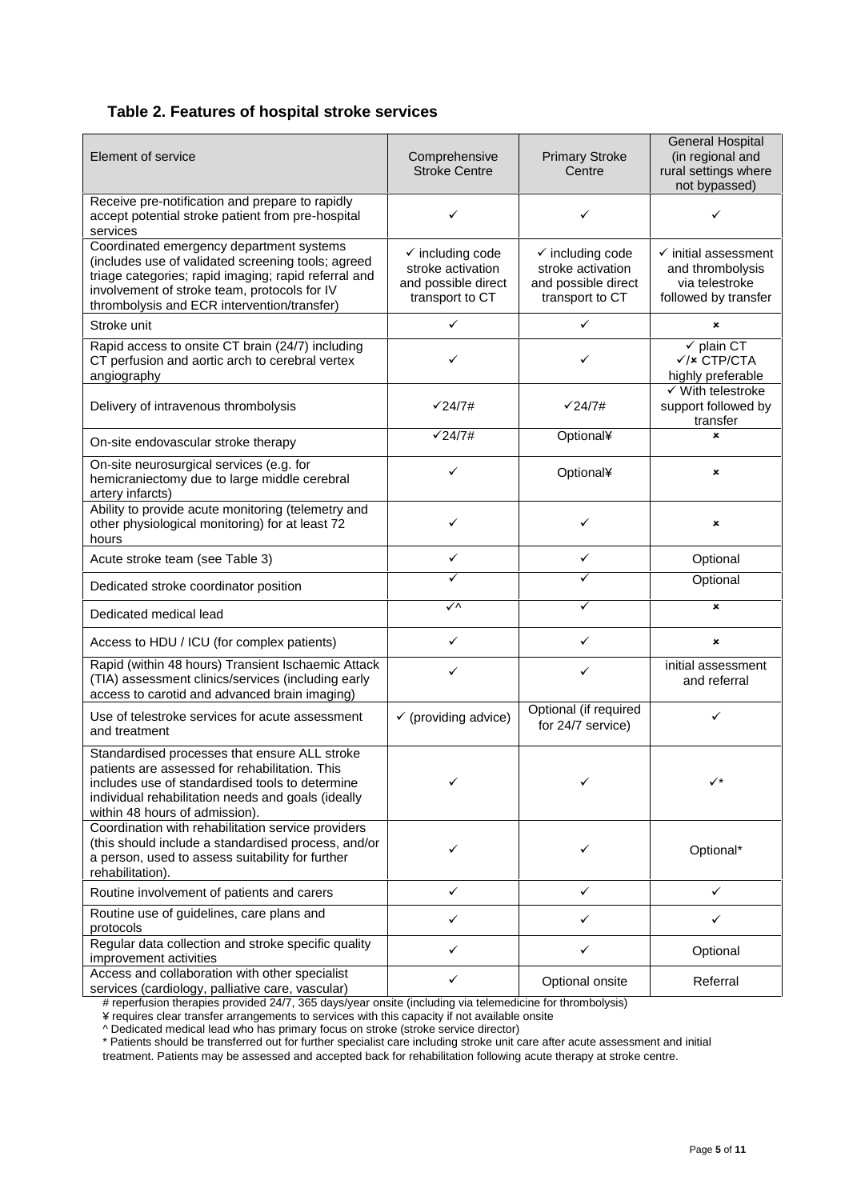## Table 2. Features of hospital stroke services

| Element of service | Comprehensive Stroke Centre | Primary Stroke Centre | General Hospital (in regional and rural settings where not bypassed) |
|---|---|---|---|
| Receive pre-notification and prepare to rapidly accept potential stroke patient from pre-hospital services | ✓ | ✓ | ✓ |
| Coordinated emergency department systems (includes use of validated screening tools; agreed triage categories; rapid imaging; rapid referral and involvement of stroke team, protocols for IV thrombolysis and ECR intervention/transfer) | ✓ including code stroke activation and possible direct transport to CT | ✓ including code stroke activation and possible direct transport to CT | ✓ initial assessment and thrombolysis via telestroke followed by transfer |
| Stroke unit | ✓ | ✓ | × |
| Rapid access to onsite CT brain (24/7) including CT perfusion and aortic arch to cerebral vertex angiography | ✓ | ✓ | ✓ plain CT ✓/× CTP/CTA highly preferable |
| Delivery of intravenous thrombolysis | ✓24/7# | ✓24/7# | ✓ With telestroke support followed by transfer |
| On-site endovascular stroke therapy | ✓24/7# | Optional¥ | × |
| On-site neurosurgical services (e.g. for hemicraniectomy due to large middle cerebral artery infarcts) | ✓ | Optional¥ | × |
| Ability to provide acute monitoring (telemetry and other physiological monitoring) for at least 72 hours | ✓ | ✓ | × |
| Acute stroke team (see Table 3) | ✓ | ✓ | Optional |
| Dedicated stroke coordinator position | ✓ | ✓ | Optional |
| Dedicated medical lead | ✓^ | ✓ | × |
| Access to HDU / ICU (for complex patients) | ✓ | ✓ | × |
| Rapid (within 48 hours) Transient Ischaemic Attack (TIA) assessment clinics/services (including early access to carotid and advanced brain imaging) | ✓ | ✓ | initial assessment and referral |
| Use of telestroke services for acute assessment and treatment | ✓ (providing advice) | Optional (if required for 24/7 service) | ✓ |
| Standardised processes that ensure ALL stroke patients are assessed for rehabilitation. This includes use of standardised tools to determine individual rehabilitation needs and goals (ideally within 48 hours of admission). | ✓ | ✓ | ✓* |
| Coordination with rehabilitation service providers (this should include a standardised process, and/or a person, used to assess suitability for further rehabilitation). | ✓ | ✓ | Optional* |
| Routine involvement of patients and carers | ✓ | ✓ | ✓ |
| Routine use of guidelines, care plans and protocols | ✓ | ✓ | ✓ |
| Regular data collection and stroke specific quality improvement activities | ✓ | ✓ | Optional |
| Access and collaboration with other specialist services (cardiology, palliative care, vascular) | ✓ | Optional onsite | Referral |

# reperfusion therapies provided 24/7, 365 days/year onsite (including via telemedicine for thrombolysis)
¥ requires clear transfer arrangements to services with this capacity if not available onsite
^ Dedicated medical lead who has primary focus on stroke (stroke service director)
* Patients should be transferred out for further specialist care including stroke unit care after acute assessment and initial treatment. Patients may be assessed and accepted back for rehabilitation following acute therapy at stroke centre.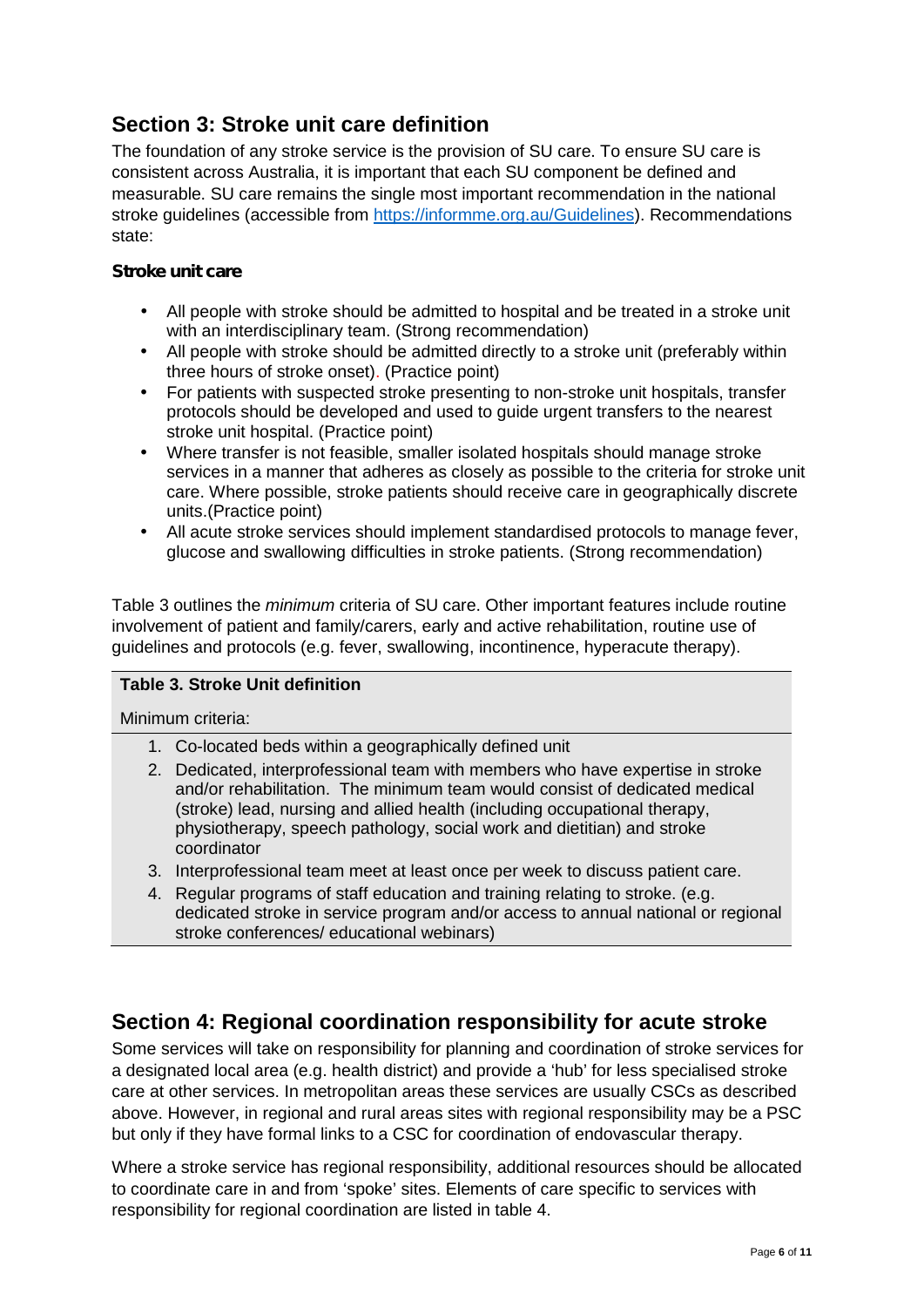## Section 3: Stroke unit care definition

The foundation of any stroke service is the provision of SU care. To ensure SU care is consistent across Australia, it is important that each SU component be defined and measurable. SU care remains the single most important recommendation in the national stroke guidelines (accessible from https://informme.org.au/Guidelines). Recommendations state:

**Stroke unit care**

- All people with stroke should be admitted to hospital and be treated in a stroke unit with an interdisciplinary team. (Strong recommendation)
- All people with stroke should be admitted directly to a stroke unit (preferably within three hours of stroke onset). (Practice point)
- For patients with suspected stroke presenting to non-stroke unit hospitals, transfer protocols should be developed and used to guide urgent transfers to the nearest stroke unit hospital. (Practice point)
- Where transfer is not feasible, smaller isolated hospitals should manage stroke services in a manner that adheres as closely as possible to the criteria for stroke unit care. Where possible, stroke patients should receive care in geographically discrete units.(Practice point)
- All acute stroke services should implement standardised protocols to manage fever, glucose and swallowing difficulties in stroke patients. (Strong recommendation)

Table 3 outlines the *minimum* criteria of SU care. Other important features include routine involvement of patient and family/carers, early and active rehabilitation, routine use of guidelines and protocols (e.g. fever, swallowing, incontinence, hyperacute therapy).

| **Table 3. Stroke Unit definition** |
| --- |
| Minimum criteria: |
| 1. Co-located beds within a geographically defined unit<br>2. Dedicated, interprofessional team with members who have expertise in stroke and/or rehabilitation. The minimum team would consist of dedicated medical (stroke) lead, nursing and allied health (including occupational therapy, physiotherapy, speech pathology, social work and dietitian) and stroke coordinator<br>3. Interprofessional team meet at least once per week to discuss patient care.<br>4. Regular programs of staff education and training relating to stroke. (e.g. dedicated stroke in service program and/or access to annual national or regional stroke conferences/ educational webinars) |

## Section 4: Regional coordination responsibility for acute stroke

Some services will take on responsibility for planning and coordination of stroke services for a designated local area (e.g. health district) and provide a 'hub' for less specialised stroke care at other services. In metropolitan areas these services are usually CSCs as described above. However, in regional and rural areas sites with regional responsibility may be a PSC but only if they have formal links to a CSC for coordination of endovascular therapy.

Where a stroke service has regional responsibility, additional resources should be allocated to coordinate care in and from 'spoke' sites. Elements of care specific to services with responsibility for regional coordination are listed in table 4.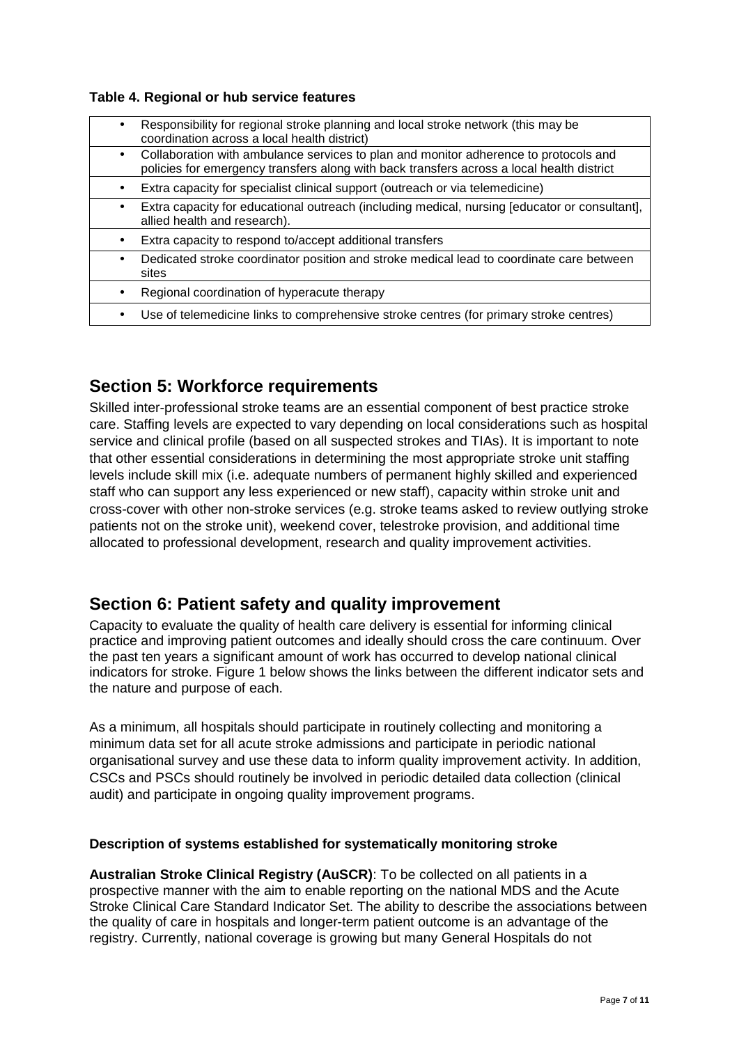**Table 4. Regional or hub service features**

| |
|---|
| • Responsibility for regional stroke planning and local stroke network (this may be coordination across a local health district) |
| • Collaboration with ambulance services to plan and monitor adherence to protocols and policies for emergency transfers along with back transfers across a local health district |
| • Extra capacity for specialist clinical support (outreach or via telemedicine) |
| • Extra capacity for educational outreach (including medical, nursing [educator or consultant], allied health and research). |
| • Extra capacity to respond to/accept additional transfers |
| • Dedicated stroke coordinator position and stroke medical lead to coordinate care between sites |
| • Regional coordination of hyperacute therapy |
| • Use of telemedicine links to comprehensive stroke centres (for primary stroke centres) |

## Section 5: Workforce requirements

Skilled inter-professional stroke teams are an essential component of best practice stroke care. Staffing levels are expected to vary depending on local considerations such as hospital service and clinical profile (based on all suspected strokes and TIAs). It is important to note that other essential considerations in determining the most appropriate stroke unit staffing levels include skill mix (i.e. adequate numbers of permanent highly skilled and experienced staff who can support any less experienced or new staff), capacity within stroke unit and cross-cover with other non-stroke services (e.g. stroke teams asked to review outlying stroke patients not on the stroke unit), weekend cover, telestroke provision, and additional time allocated to professional development, research and quality improvement activities.

## Section 6: Patient safety and quality improvement

Capacity to evaluate the quality of health care delivery is essential for informing clinical practice and improving patient outcomes and ideally should cross the care continuum. Over the past ten years a significant amount of work has occurred to develop national clinical indicators for stroke. Figure 1 below shows the links between the different indicator sets and the nature and purpose of each.

As a minimum, all hospitals should participate in routinely collecting and monitoring a minimum data set for all acute stroke admissions and participate in periodic national organisational survey and use these data to inform quality improvement activity. In addition, CSCs and PSCs should routinely be involved in periodic detailed data collection (clinical audit) and participate in ongoing quality improvement programs.

**Description of systems established for systematically monitoring stroke**

**Australian Stroke Clinical Registry (AuSCR)**: To be collected on all patients in a prospective manner with the aim to enable reporting on the national MDS and the Acute Stroke Clinical Care Standard Indicator Set. The ability to describe the associations between the quality of care in hospitals and longer-term patient outcome is an advantage of the registry. Currently, national coverage is growing but many General Hospitals do not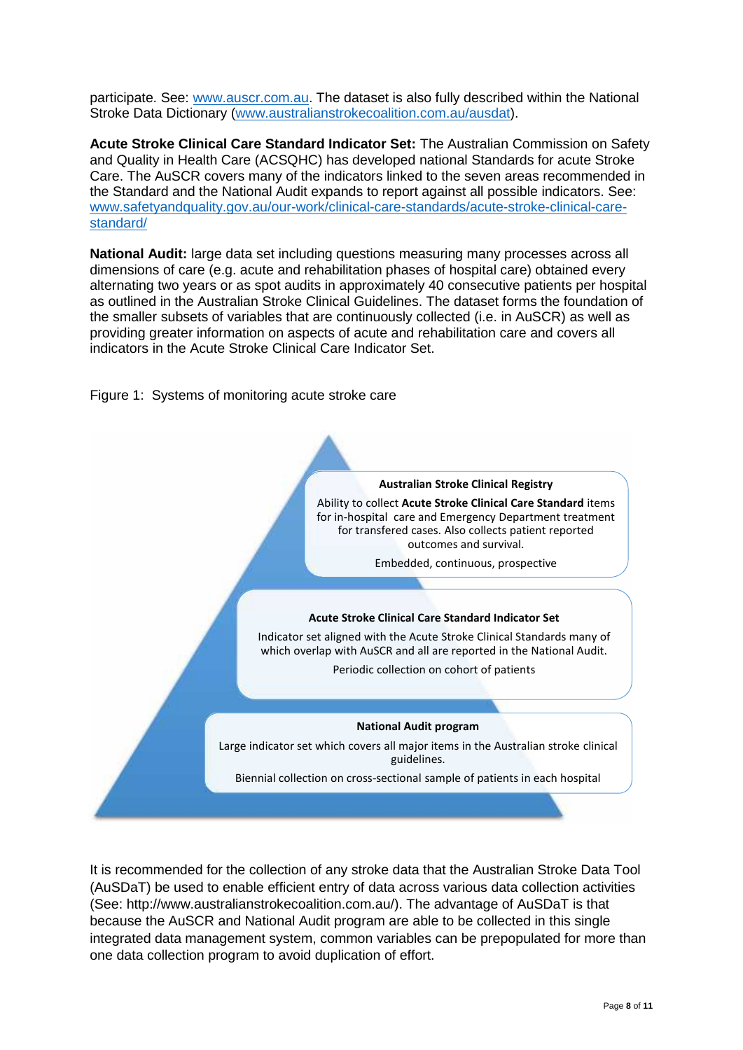participate. See: www.auscr.com.au. The dataset is also fully described within the National Stroke Data Dictionary (www.australianstrokecoalition.com.au/ausdat).

**Acute Stroke Clinical Care Standard Indicator Set:** The Australian Commission on Safety and Quality in Health Care (ACSQHC) has developed national Standards for acute Stroke Care. The AuSCR covers many of the indicators linked to the seven areas recommended in the Standard and the National Audit expands to report against all possible indicators. See: www.safetyandquality.gov.au/our-work/clinical-care-standards/acute-stroke-clinical-care-standard/

**National Audit:** large data set including questions measuring many processes across all dimensions of care (e.g. acute and rehabilitation phases of hospital care) obtained every alternating two years or as spot audits in approximately 40 consecutive patients per hospital as outlined in the Australian Stroke Clinical Guidelines. The dataset forms the foundation of the smaller subsets of variables that are continuously collected (i.e. in AuSCR) as well as providing greater information on aspects of acute and rehabilitation care and covers all indicators in the Acute Stroke Clinical Care Indicator Set.

Figure 1: Systems of monitoring acute stroke care

**Australian Stroke Clinical Registry**

Ability to collect **Acute Stroke Clinical Care Standard** items for in-hospital care and Emergency Department treatment for transfered cases. Also collects patient reported outcomes and survival.

Embedded, continuous, prospective

**Acute Stroke Clinical Care Standard Indicator Set**

Indicator set aligned with the Acute Stroke Clinical Standards many of which overlap with AuSCR and all are reported in the National Audit.

Periodic collection on cohort of patients

**National Audit program**

Large indicator set which covers all major items in the Australian stroke clinical guidelines.

Biennial collection on cross-sectional sample of patients in each hospital

It is recommended for the collection of any stroke data that the Australian Stroke Data Tool (AuSDaT) be used to enable efficient entry of data across various data collection activities (See: http://www.australianstrokecoalition.com.au/). The advantage of AuSDaT is that because the AuSCR and National Audit program are able to be collected in this single integrated data management system, common variables can be prepopulated for more than one data collection program to avoid duplication of effort.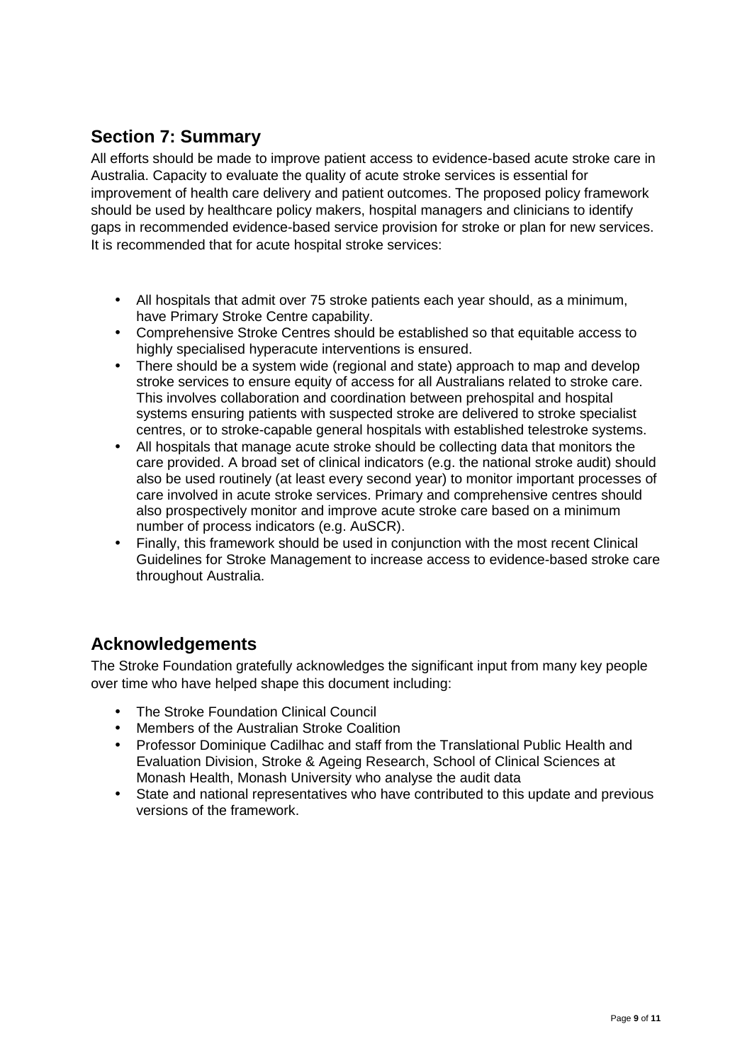## Section 7: Summary

All efforts should be made to improve patient access to evidence-based acute stroke care in Australia. Capacity to evaluate the quality of acute stroke services is essential for improvement of health care delivery and patient outcomes. The proposed policy framework should be used by healthcare policy makers, hospital managers and clinicians to identify gaps in recommended evidence-based service provision for stroke or plan for new services. It is recommended that for acute hospital stroke services:

- All hospitals that admit over 75 stroke patients each year should, as a minimum, have Primary Stroke Centre capability.
- Comprehensive Stroke Centres should be established so that equitable access to highly specialised hyperacute interventions is ensured.
- There should be a system wide (regional and state) approach to map and develop stroke services to ensure equity of access for all Australians related to stroke care. This involves collaboration and coordination between prehospital and hospital systems ensuring patients with suspected stroke are delivered to stroke specialist centres, or to stroke-capable general hospitals with established telestroke systems.
- All hospitals that manage acute stroke should be collecting data that monitors the care provided. A broad set of clinical indicators (e.g. the national stroke audit) should also be used routinely (at least every second year) to monitor important processes of care involved in acute stroke services. Primary and comprehensive centres should also prospectively monitor and improve acute stroke care based on a minimum number of process indicators (e.g. AuSCR).
- Finally, this framework should be used in conjunction with the most recent Clinical Guidelines for Stroke Management to increase access to evidence-based stroke care throughout Australia.

## Acknowledgements

The Stroke Foundation gratefully acknowledges the significant input from many key people over time who have helped shape this document including:

- The Stroke Foundation Clinical Council
- Members of the Australian Stroke Coalition
- Professor Dominique Cadilhac and staff from the Translational Public Health and Evaluation Division, Stroke & Ageing Research, School of Clinical Sciences at Monash Health, Monash University who analyse the audit data
- State and national representatives who have contributed to this update and previous versions of the framework.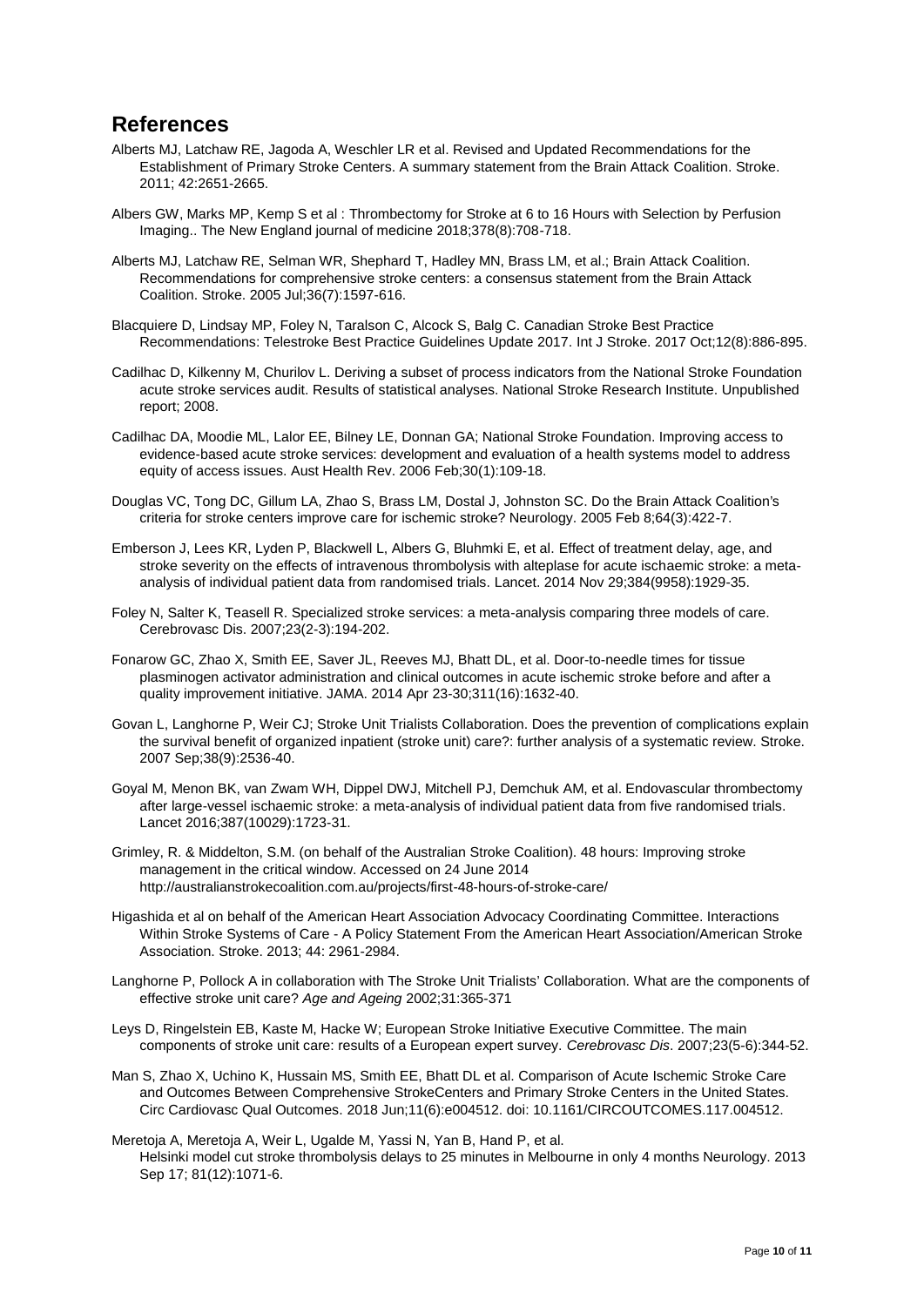## References

Alberts MJ, Latchaw RE, Jagoda A, Weschler LR et al. Revised and Updated Recommendations for the Establishment of Primary Stroke Centers. A summary statement from the Brain Attack Coalition. Stroke. 2011; 42:2651-2665.

Albers GW, Marks MP, Kemp S et al : Thrombectomy for Stroke at 6 to 16 Hours with Selection by Perfusion Imaging.. The New England journal of medicine 2018;378(8):708-718.

Alberts MJ, Latchaw RE, Selman WR, Shephard T, Hadley MN, Brass LM, et al.; Brain Attack Coalition. Recommendations for comprehensive stroke centers: a consensus statement from the Brain Attack Coalition. Stroke. 2005 Jul;36(7):1597-616.

Blacquiere D, Lindsay MP, Foley N, Taralson C, Alcock S, Balg C. Canadian Stroke Best Practice Recommendations: Telestroke Best Practice Guidelines Update 2017. Int J Stroke. 2017 Oct;12(8):886-895.

Cadilhac D, Kilkenny M, Churilov L. Deriving a subset of process indicators from the National Stroke Foundation acute stroke services audit. Results of statistical analyses. National Stroke Research Institute. Unpublished report; 2008.

Cadilhac DA, Moodie ML, Lalor EE, Bilney LE, Donnan GA; National Stroke Foundation. Improving access to evidence-based acute stroke services: development and evaluation of a health systems model to address equity of access issues. Aust Health Rev. 2006 Feb;30(1):109-18.

Douglas VC, Tong DC, Gillum LA, Zhao S, Brass LM, Dostal J, Johnston SC. Do the Brain Attack Coalition's criteria for stroke centers improve care for ischemic stroke? Neurology. 2005 Feb 8;64(3):422-7.

Emberson J, Lees KR, Lyden P, Blackwell L, Albers G, Bluhmki E, et al. Effect of treatment delay, age, and stroke severity on the effects of intravenous thrombolysis with alteplase for acute ischaemic stroke: a meta-analysis of individual patient data from randomised trials. Lancet. 2014 Nov 29;384(9958):1929-35.

Foley N, Salter K, Teasell R. Specialized stroke services: a meta-analysis comparing three models of care. Cerebrovasc Dis. 2007;23(2-3):194-202.

Fonarow GC, Zhao X, Smith EE, Saver JL, Reeves MJ, Bhatt DL, et al. Door-to-needle times for tissue plasminogen activator administration and clinical outcomes in acute ischemic stroke before and after a quality improvement initiative. JAMA. 2014 Apr 23-30;311(16):1632-40.

Govan L, Langhorne P, Weir CJ; Stroke Unit Trialists Collaboration. Does the prevention of complications explain the survival benefit of organized inpatient (stroke unit) care?: further analysis of a systematic review. Stroke. 2007 Sep;38(9):2536-40.

Goyal M, Menon BK, van Zwam WH, Dippel DWJ, Mitchell PJ, Demchuk AM, et al. Endovascular thrombectomy after large-vessel ischaemic stroke: a meta-analysis of individual patient data from five randomised trials. Lancet 2016;387(10029):1723-31.

Grimley, R. & Middelton, S.M. (on behalf of the Australian Stroke Coalition). 48 hours: Improving stroke management in the critical window. Accessed on 24 June 2014 http://australianstrokecoalition.com.au/projects/first-48-hours-of-stroke-care/

Higashida et al on behalf of the American Heart Association Advocacy Coordinating Committee. Interactions Within Stroke Systems of Care - A Policy Statement From the American Heart Association/American Stroke Association. Stroke. 2013; 44: 2961-2984.

Langhorne P, Pollock A in collaboration with The Stroke Unit Trialists' Collaboration. What are the components of effective stroke unit care? *Age and Ageing* 2002;31:365-371

Leys D, Ringelstein EB, Kaste M, Hacke W; European Stroke Initiative Executive Committee. The main components of stroke unit care: results of a European expert survey. *Cerebrovasc Dis*. 2007;23(5-6):344-52.

Man S, Zhao X, Uchino K, Hussain MS, Smith EE, Bhatt DL et al. Comparison of Acute Ischemic Stroke Care and Outcomes Between Comprehensive StrokeCenters and Primary Stroke Centers in the United States. Circ Cardiovasc Qual Outcomes. 2018 Jun;11(6):e004512. doi: 10.1161/CIRCOUTCOMES.117.004512.

Meretoja A, Meretoja A, Weir L, Ugalde M, Yassi N, Yan B, Hand P, et al. Helsinki model cut stroke thrombolysis delays to 25 minutes in Melbourne in only 4 months Neurology. 2013 Sep 17; 81(12):1071-6.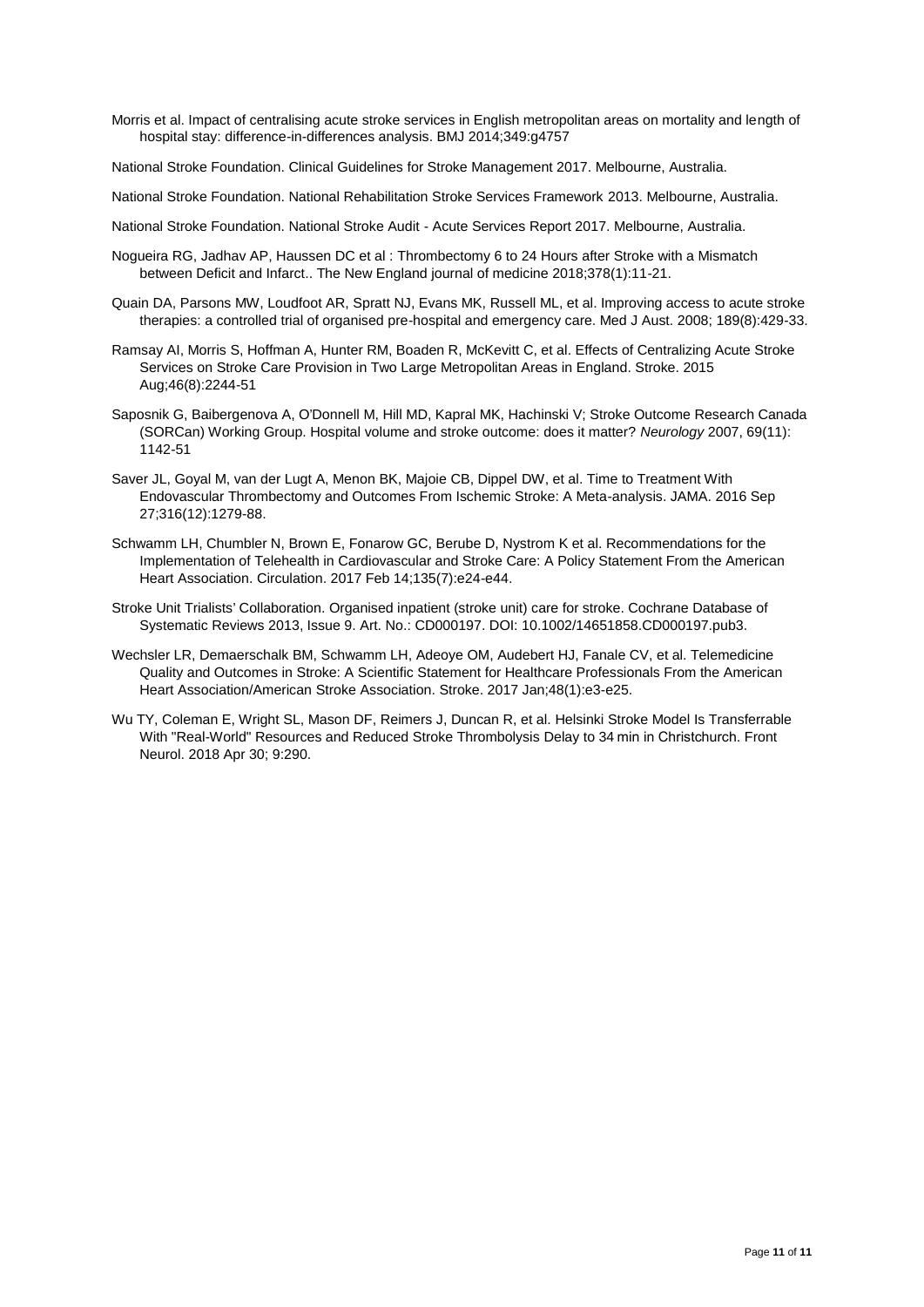Morris et al. Impact of centralising acute stroke services in English metropolitan areas on mortality and length of hospital stay: difference-in-differences analysis. BMJ 2014;349:g4757

National Stroke Foundation. Clinical Guidelines for Stroke Management 2017. Melbourne, Australia.

National Stroke Foundation. National Rehabilitation Stroke Services Framework 2013. Melbourne, Australia.

National Stroke Foundation. National Stroke Audit - Acute Services Report 2017. Melbourne, Australia.

Nogueira RG, Jadhav AP, Haussen DC et al : Thrombectomy 6 to 24 Hours after Stroke with a Mismatch between Deficit and Infarct.. The New England journal of medicine 2018;378(1):11-21.

Quain DA, Parsons MW, Loudfoot AR, Spratt NJ, Evans MK, Russell ML, et al. Improving access to acute stroke therapies: a controlled trial of organised pre-hospital and emergency care. Med J Aust. 2008; 189(8):429-33.

Ramsay AI, Morris S, Hoffman A, Hunter RM, Boaden R, McKevitt C, et al. Effects of Centralizing Acute Stroke Services on Stroke Care Provision in Two Large Metropolitan Areas in England. Stroke. 2015 Aug;46(8):2244-51

Saposnik G, Baibergenova A, O'Donnell M, Hill MD, Kapral MK, Hachinski V; Stroke Outcome Research Canada (SORCan) Working Group. Hospital volume and stroke outcome: does it matter? *Neurology* 2007, 69(11): 1142-51

Saver JL, Goyal M, van der Lugt A, Menon BK, Majoie CB, Dippel DW, et al. Time to Treatment With Endovascular Thrombectomy and Outcomes From Ischemic Stroke: A Meta-analysis. JAMA. 2016 Sep 27;316(12):1279-88.

Schwamm LH, Chumbler N, Brown E, Fonarow GC, Berube D, Nystrom K et al. Recommendations for the Implementation of Telehealth in Cardiovascular and Stroke Care: A Policy Statement From the American Heart Association. Circulation. 2017 Feb 14;135(7):e24-e44.

Stroke Unit Trialists' Collaboration. Organised inpatient (stroke unit) care for stroke. Cochrane Database of Systematic Reviews 2013, Issue 9. Art. No.: CD000197. DOI: 10.1002/14651858.CD000197.pub3.

Wechsler LR, Demaerschalk BM, Schwamm LH, Adeoye OM, Audebert HJ, Fanale CV, et al. Telemedicine Quality and Outcomes in Stroke: A Scientific Statement for Healthcare Professionals From the American Heart Association/American Stroke Association. Stroke. 2017 Jan;48(1):e3-e25.

Wu TY, Coleman E, Wright SL, Mason DF, Reimers J, Duncan R, et al. Helsinki Stroke Model Is Transferrable With "Real-World" Resources and Reduced Stroke Thrombolysis Delay to 34 min in Christchurch. Front Neurol. 2018 Apr 30; 9:290.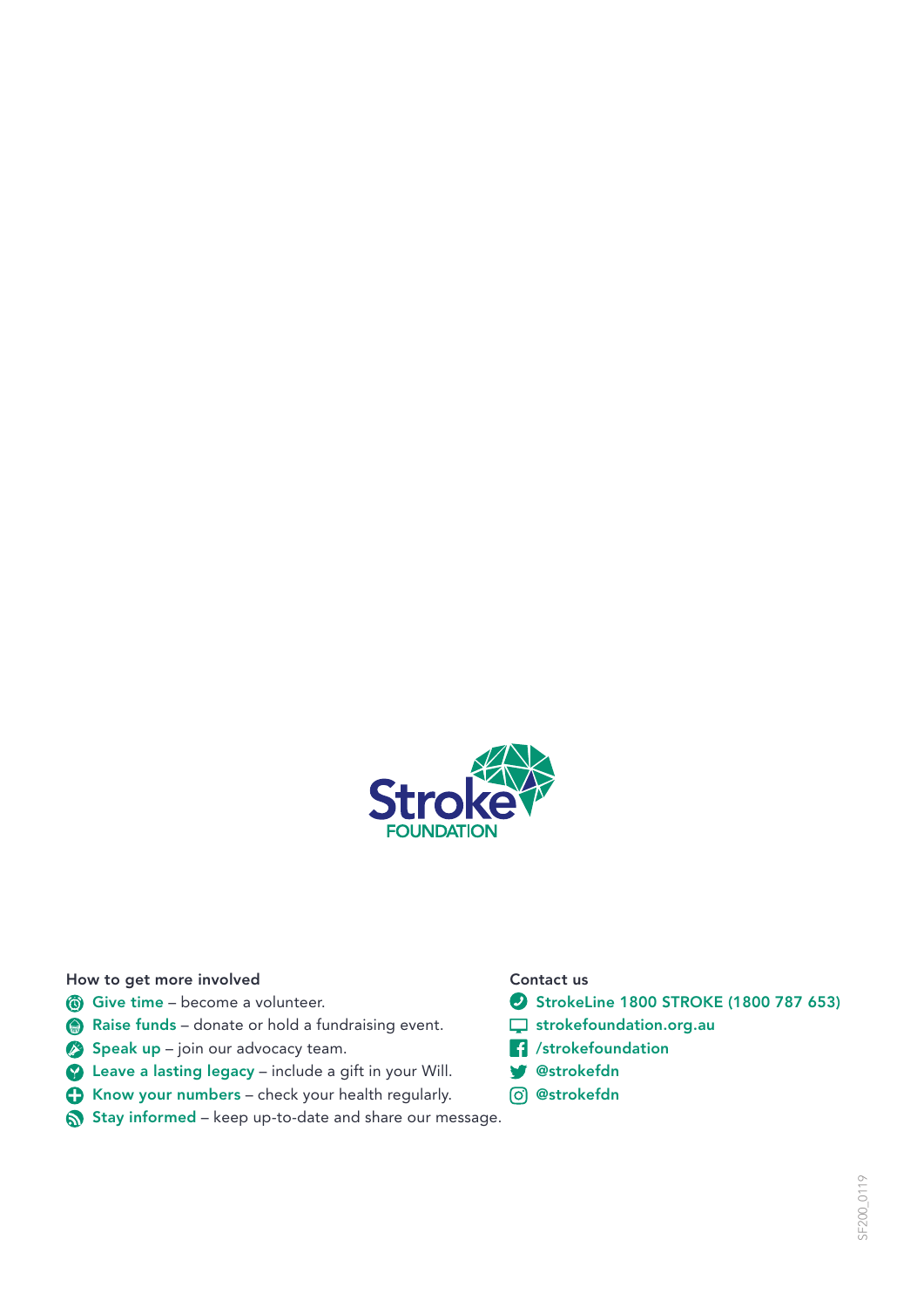Stroke FOUNDATION

**How to get more involved**

- **Give time** – become a volunteer.
- **Raise funds** – donate or hold a fundraising event.
- **Speak up** – join our advocacy team.
- **Leave a lasting legacy** – include a gift in your Will.
- **Know your numbers** – check your health regularly.
- **Stay informed** – keep up-to-date and share our message.

**Contact us**

- **StrokeLine 1800 STROKE (1800 787 653)**
- **strokefoundation.org.au**
- **/strokefoundation**
- **@strokefdn**
- **@strokefdn**

SF200_0119